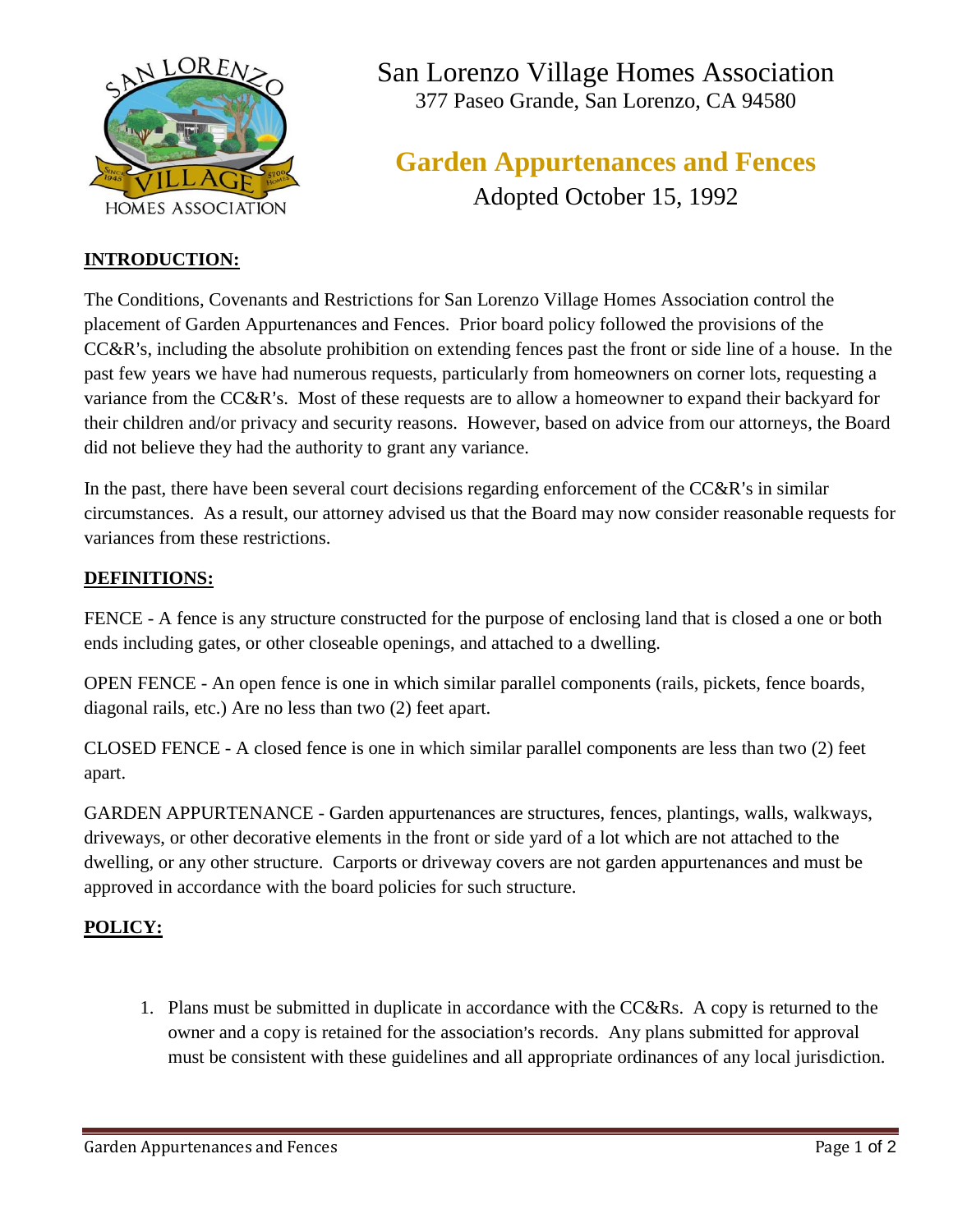# San Lorenzo Village Homes Association

377 Paseo Grande, San Lorenzo, CA 94580

## Garden Appurtenances and Fences

Adopted October 15, 1992

**INTRODUCTION:**

The Conditions, Covenants and Restrictions for San Lorenzo Village Homes Association control the placement of Garden Appurtenances and Fences. Prior board policy followed the provisions of the CC&R's, including the absolute prohibition on extending fences past the front or side line of a house. In the past few years we have had numerous requests, particularly from homeowners on corner lots, requesting a variance from the CC&R's. Most of these requests are to allow a homeowner to expand their backyard for their children and/or privacy and security reasons. However, based on advice from our attorneys, the Board did not believe they had the authority to grant any variance.

In the past, there have been several court decisions regarding enforcement of the CC&R's in similar circumstances. As a result, our attorney advised us that the Board may now consider reasonable requests for variances from these restrictions.

**DEFINITIONS:**

FENCE - A fence is any structure constructed for the purpose of enclosing land that is closed a one or both ends including gates, or other closeable openings, and attached to a dwelling.

OPEN FENCE - An open fence is one in which similar parallel components (rails, pickets, fence boards, diagonal rails, etc.) Are no less than two (2) feet apart.

CLOSED FENCE - A closed fence is one in which similar parallel components are less than two (2) feet apart.

GARDEN APPURTENANCE - Garden appurtenances are structures, fences, plantings, walls, walkways, driveways, or other decorative elements in the front or side yard of a lot which are not attached to the dwelling, or any other structure. Carports or driveway covers are not garden appurtenances and must be approved in accordance with the board policies for such structure.

**POLICY:**

1. Plans must be submitted in duplicate in accordance with the CC&Rs. A copy is returned to the owner and a copy is retained for the association's records. Any plans submitted for approval must be consistent with these guidelines and all appropriate ordinances of any local jurisdiction.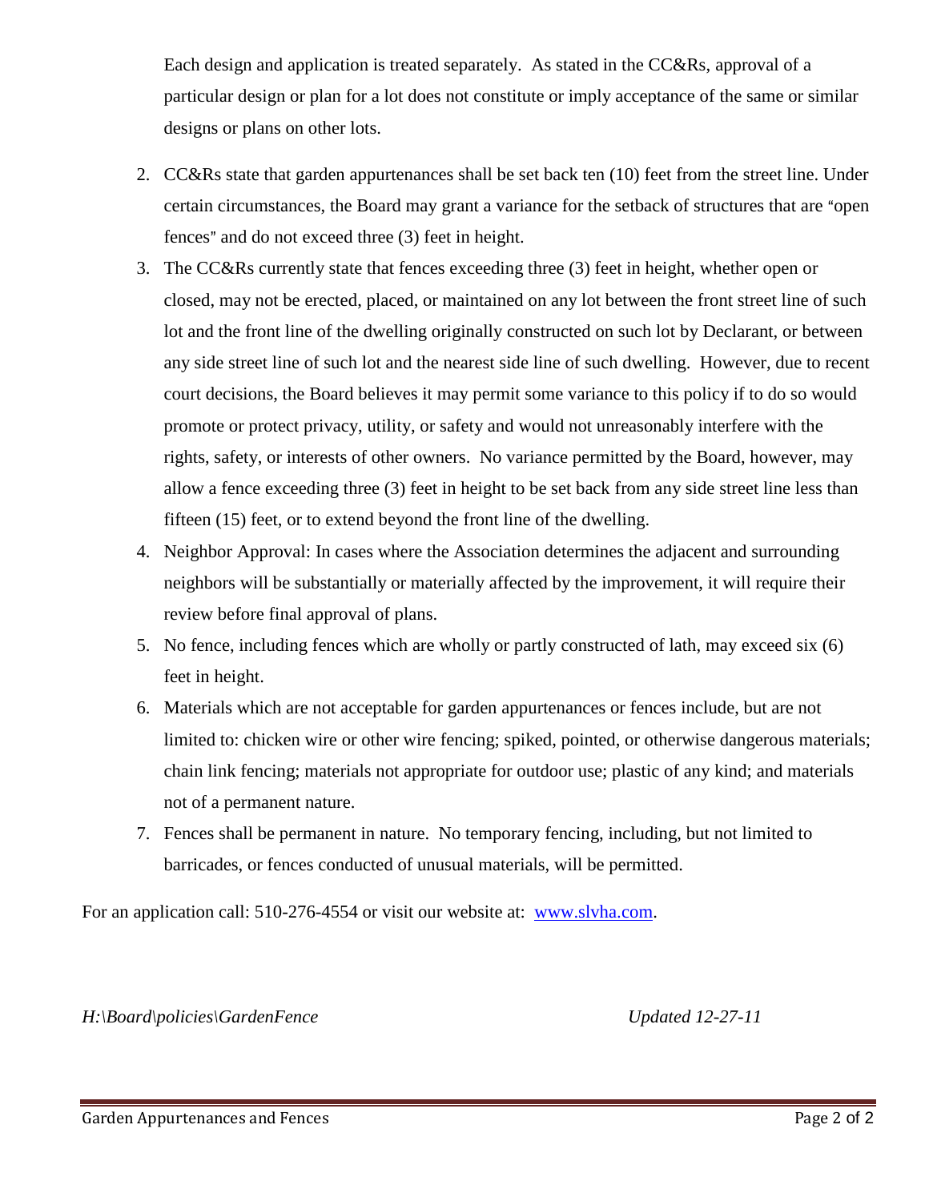Each design and application is treated separately. As stated in the CC&Rs, approval of a particular design or plan for a lot does not constitute or imply acceptance of the same or similar designs or plans on other lots.

2. CC&Rs state that garden appurtenances shall be set back ten (10) feet from the street line. Under certain circumstances, the Board may grant a variance for the setback of structures that are "open fences" and do not exceed three (3) feet in height.
3. The CC&Rs currently state that fences exceeding three (3) feet in height, whether open or closed, may not be erected, placed, or maintained on any lot between the front street line of such lot and the front line of the dwelling originally constructed on such lot by Declarant, or between any side street line of such lot and the nearest side line of such dwelling. However, due to recent court decisions, the Board believes it may permit some variance to this policy if to do so would promote or protect privacy, utility, or safety and would not unreasonably interfere with the rights, safety, or interests of other owners. No variance permitted by the Board, however, may allow a fence exceeding three (3) feet in height to be set back from any side street line less than fifteen (15) feet, or to extend beyond the front line of the dwelling.
4. Neighbor Approval: In cases where the Association determines the adjacent and surrounding neighbors will be substantially or materially affected by the improvement, it will require their review before final approval of plans.
5. No fence, including fences which are wholly or partly constructed of lath, may exceed six (6) feet in height.
6. Materials which are not acceptable for garden appurtenances or fences include, but are not limited to: chicken wire or other wire fencing; spiked, pointed, or otherwise dangerous materials; chain link fencing; materials not appropriate for outdoor use; plastic of any kind; and materials not of a permanent nature.
7. Fences shall be permanent in nature. No temporary fencing, including, but not limited to barricades, or fences conducted of unusual materials, will be permitted.

For an application call: 510-276-4554 or visit our website at: [www.slvha.com](http://www.slvha.com).

*H:\Board\policies\GardenFence* *Updated 12-27-11*